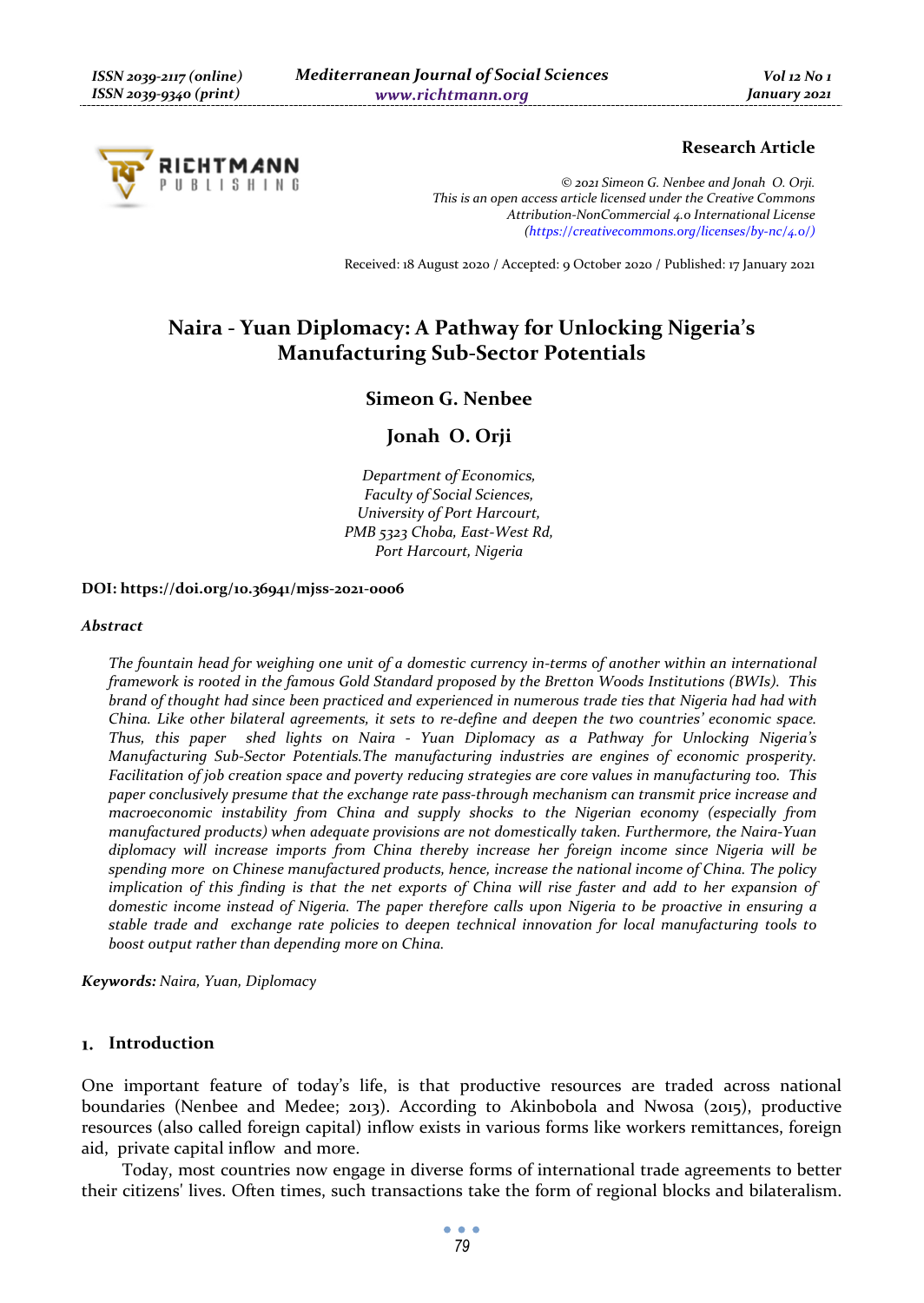Research Article

© 2021 Simeon G. Nenbee and Jonah O. Orji.
This is an open access article licensed under the Creative Commons Attribution-NonCommercial 4.0 International License (https://creativecommons.org/licenses/by-nc/4.0/)

Received: 18 August 2020 / Accepted: 9 October 2020 / Published: 17 January 2021

# Naira - Yuan Diplomacy: A Pathway for Unlocking Nigeria's Manufacturing Sub-Sector Potentials

**Simeon G. Nenbee**

**Jonah O. Orji**

*Department of Economics,*
*Faculty of Social Sciences,*
*University of Port Harcourt,*
*PMB 5323 Choba, East-West Rd,*
*Port Harcourt, Nigeria*

**DOI: https://doi.org/10.36941/mjss-2021-0006**

*Abstract*

*The fountain head for weighing one unit of a domestic currency in-terms of another within an international framework is rooted in the famous Gold Standard proposed by the Bretton Woods Institutions (BWIs). This brand of thought had since been practiced and experienced in numerous trade ties that Nigeria had had with China. Like other bilateral agreements, it sets to re-define and deepen the two countries' economic space. Thus, this paper shed lights on Naira - Yuan Diplomacy as a Pathway for Unlocking Nigeria's Manufacturing Sub-Sector Potentials.The manufacturing industries are engines of economic prosperity. Facilitation of job creation space and poverty reducing strategies are core values in manufacturing too. This paper conclusively presume that the exchange rate pass-through mechanism can transmit price increase and macroeconomic instability from China and supply shocks to the Nigerian economy (especially from manufactured products) when adequate provisions are not domestically taken. Furthermore, the Naira-Yuan diplomacy will increase imports from China thereby increase her foreign income since Nigeria will be spending more on Chinese manufactured products, hence, increase the national income of China. The policy implication of this finding is that the net exports of China will rise faster and add to her expansion of domestic income instead of Nigeria. The paper therefore calls upon Nigeria to be proactive in ensuring a stable trade and exchange rate policies to deepen technical innovation for local manufacturing tools to boost output rather than depending more on China.*

***Keywords:*** *Naira, Yuan, Diplomacy*

## 1. Introduction

One important feature of today's life, is that productive resources are traded across national boundaries (Nenbee and Medee; 2013). According to Akinbobola and Nwosa (2015), productive resources (also called foreign capital) inflow exists in various forms like workers remittances, foreign aid, private capital inflow and more.

Today, most countries now engage in diverse forms of international trade agreements to better their citizens' lives. Often times, such transactions take the form of regional blocks and bilateralism.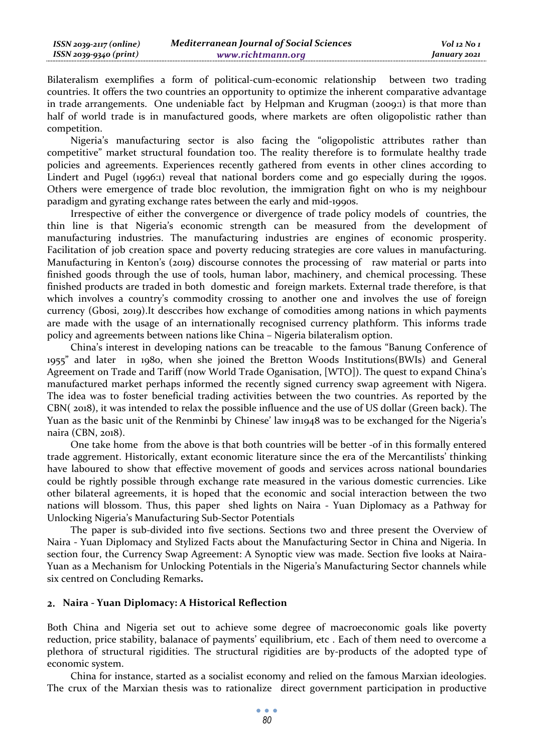Bilateralism exemplifies a form of political-cum-economic relationship between two trading countries. It offers the two countries an opportunity to optimize the inherent comparative advantage in trade arrangements. One undeniable fact by Helpman and Krugman (2009:1) is that more than half of world trade is in manufactured goods, where markets are often oligopolistic rather than competition.

Nigeria's manufacturing sector is also facing the "oligopolistic attributes rather than competitive" market structural foundation too. The reality therefore is to formulate healthy trade policies and agreements. Experiences recently gathered from events in other clines according to Lindert and Pugel (1996:1) reveal that national borders come and go especially during the 1990s. Others were emergence of trade bloc revolution, the immigration fight on who is my neighbour paradigm and gyrating exchange rates between the early and mid-1990s.

Irrespective of either the convergence or divergence of trade policy models of countries, the thin line is that Nigeria's economic strength can be measured from the development of manufacturing industries. The manufacturing industries are engines of economic prosperity. Facilitation of job creation space and poverty reducing strategies are core values in manufacturing. Manufacturing in Kenton's (2019) discourse connotes the processing of raw material or parts into finished goods through the use of tools, human labor, machinery, and chemical processing. These finished products are traded in both domestic and foreign markets. External trade therefore, is that which involves a country's commodity crossing to another one and involves the use of foreign currency (Gbosi, 2019).It desccribes how exchange of comodities among nations in which payments are made with the usage of an internationally recognised currency plathform. This informs trade policy and agreements between nations like China – Nigeria bilateralism option.

China's interest in developing nations can be treacable to the famous "Banung Conference of 1955" and later in 1980, when she joined the Bretton Woods Institutions(BWIs) and General Agreement on Trade and Tariff (now World Trade Oganisation, [WTO]). The quest to expand China's manufactured market perhaps informed the recently signed currency swap agreement with Nigera. The idea was to foster beneficial trading activities between the two countries. As reported by the CBN( 2018), it was intended to relax the possible influence and the use of US dollar (Green back). The Yuan as the basic unit of the Renminbi by Chinese' law in1948 was to be exchanged for the Nigeria's naira (CBN, 2018).

One take home from the above is that both countries will be better -of in this formally entered trade aggrement. Historically, extant economic literature since the era of the Mercantilists' thinking have laboured to show that effective movement of goods and services across national boundaries could be rightly possible through exchange rate measured in the various domestic currencies. Like other bilateral agreements, it is hoped that the economic and social interaction between the two nations will blossom. Thus, this paper shed lights on Naira - Yuan Diplomacy as a Pathway for Unlocking Nigeria's Manufacturing Sub-Sector Potentials

The paper is sub-divided into five sections. Sections two and three present the Overview of Naira - Yuan Diplomacy and Stylized Facts about the Manufacturing Sector in China and Nigeria. In section four, the Currency Swap Agreement: A Synoptic view was made. Section five looks at Naira-Yuan as a Mechanism for Unlocking Potentials in the Nigeria's Manufacturing Sector channels while six centred on Concluding Remarks**.**

## 2. Naira - Yuan Diplomacy: A Historical Reflection

Both China and Nigeria set out to achieve some degree of macroeconomic goals like poverty reduction, price stability, balanace of payments' equilibrium, etc . Each of them need to overcome a plethora of structural rigidities. The structural rigidities are by-products of the adopted type of economic system.

China for instance, started as a socialist economy and relied on the famous Marxian ideologies. The crux of the Marxian thesis was to rationalize direct government participation in productive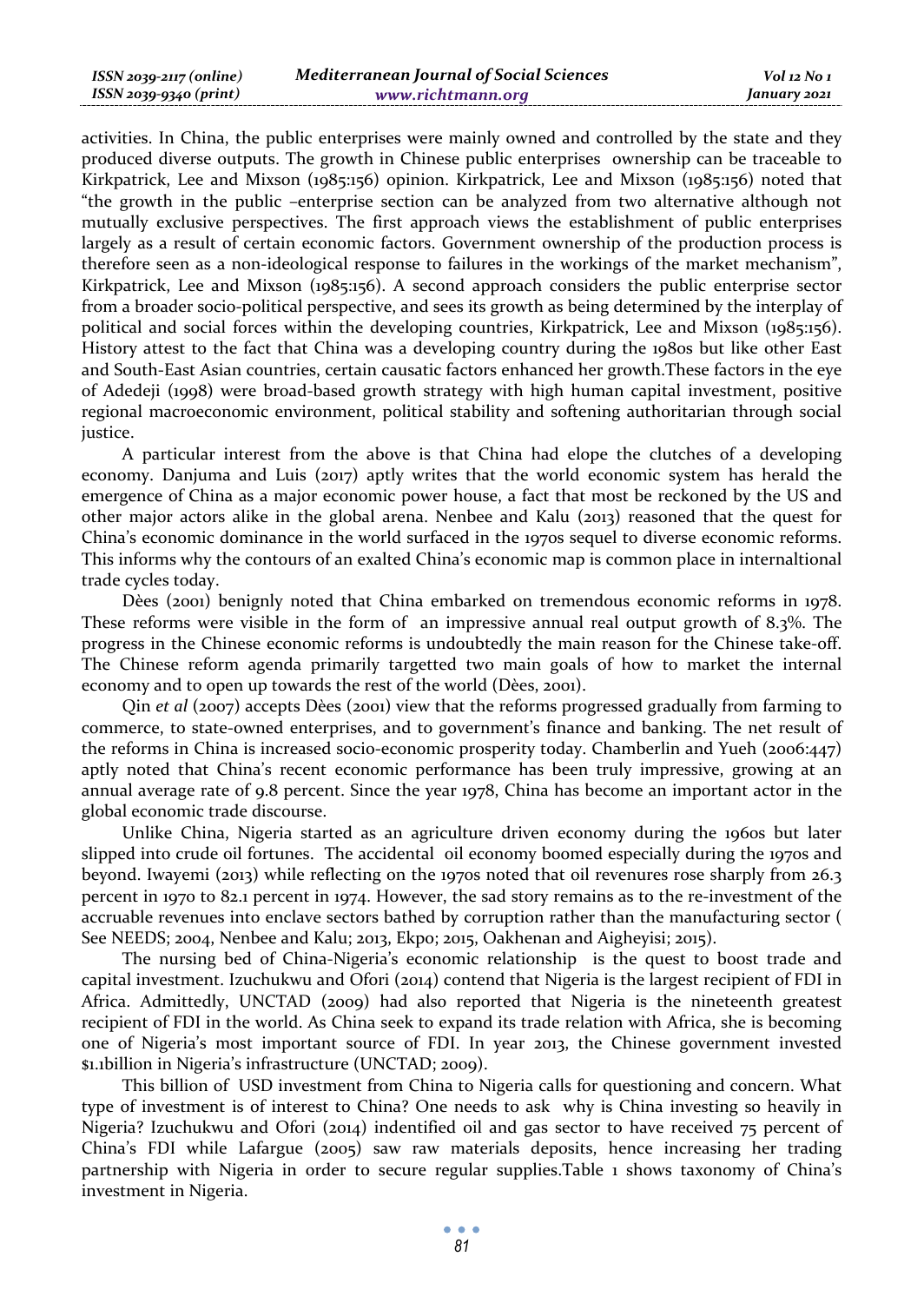activities. In China, the public enterprises were mainly owned and controlled by the state and they produced diverse outputs. The growth in Chinese public enterprises ownership can be traceable to Kirkpatrick, Lee and Mixson (1985:156) opinion. Kirkpatrick, Lee and Mixson (1985:156) noted that "the growth in the public –enterprise section can be analyzed from two alternative although not mutually exclusive perspectives. The first approach views the establishment of public enterprises largely as a result of certain economic factors. Government ownership of the production process is therefore seen as a non-ideological response to failures in the workings of the market mechanism", Kirkpatrick, Lee and Mixson (1985:156). A second approach considers the public enterprise sector from a broader socio-political perspective, and sees its growth as being determined by the interplay of political and social forces within the developing countries, Kirkpatrick, Lee and Mixson (1985:156). History attest to the fact that China was a developing country during the 1980s but like other East and South-East Asian countries, certain causatic factors enhanced her growth.These factors in the eye of Adedeji (1998) were broad-based growth strategy with high human capital investment, positive regional macroeconomic environment, political stability and softening authoritarian through social justice.

A particular interest from the above is that China had elope the clutches of a developing economy. Danjuma and Luis (2017) aptly writes that the world economic system has herald the emergence of China as a major economic power house, a fact that most be reckoned by the US and other major actors alike in the global arena. Nenbee and Kalu (2013) reasoned that the quest for China's economic dominance in the world surfaced in the 1970s sequel to diverse economic reforms. This informs why the contours of an exalted China's economic map is common place in internaltional trade cycles today.

Dèes (2001) benignly noted that China embarked on tremendous economic reforms in 1978. These reforms were visible in the form of an impressive annual real output growth of 8.3%. The progress in the Chinese economic reforms is undoubtedly the main reason for the Chinese take-off. The Chinese reform agenda primarily targetted two main goals of how to market the internal economy and to open up towards the rest of the world (Dèes, 2001).

Qin *et al* (2007) accepts Dèes (2001) view that the reforms progressed gradually from farming to commerce, to state-owned enterprises, and to government's finance and banking. The net result of the reforms in China is increased socio-economic prosperity today. Chamberlin and Yueh (2006:447) aptly noted that China's recent economic performance has been truly impressive, growing at an annual average rate of 9.8 percent. Since the year 1978, China has become an important actor in the global economic trade discourse.

Unlike China, Nigeria started as an agriculture driven economy during the 1960s but later slipped into crude oil fortunes. The accidental oil economy boomed especially during the 1970s and beyond. Iwayemi (2013) while reflecting on the 1970s noted that oil revenues rose sharply from 26.3 percent in 1970 to 82.1 percent in 1974. However, the sad story remains as to the re-investment of the accruable revenues into enclave sectors bathed by corruption rather than the manufacturing sector ( See NEEDS; 2004, Nenbee and Kalu; 2013, Ekpo; 2015, Oakhenan and Aigheyisi; 2015).

The nursing bed of China-Nigeria's economic relationship is the quest to boost trade and capital investment. Izuchukwu and Ofori (2014) contend that Nigeria is the largest recipient of FDI in Africa. Admittedly, UNCTAD (2009) had also reported that Nigeria is the nineteenth greatest recipient of FDI in the world. As China seek to expand its trade relation with Africa, she is becoming one of Nigeria's most important source of FDI. In year 2013, the Chinese government invested $1.1billion in Nigeria's infrastructure (UNCTAD; 2009).

This billion of USD investment from China to Nigeria calls for questioning and concern. What type of investment is of interest to China? One needs to ask why is China investing so heavily in Nigeria? Izuchukwu and Ofori (2014) indentified oil and gas sector to have received 75 percent of China's FDI while Lafargue (2005) saw raw materials deposits, hence increasing her trading partnership with Nigeria in order to secure regular supplies.Table 1 shows taxonomy of China's investment in Nigeria.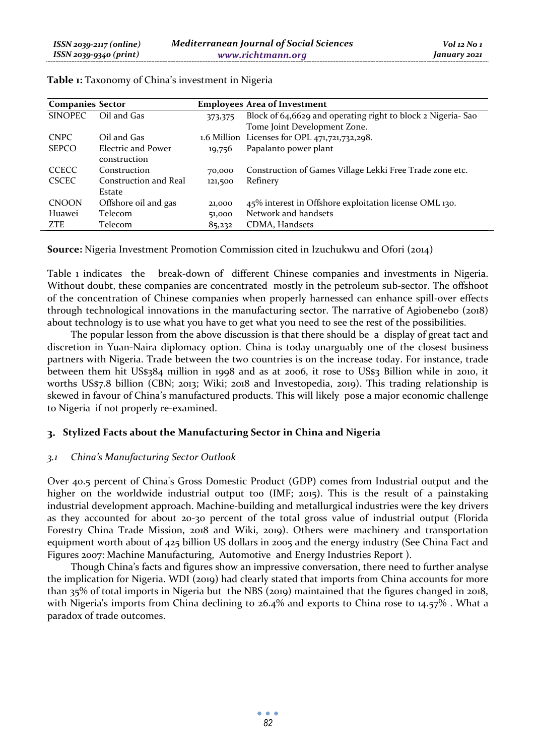**Table 1:** Taxonomy of China's investment in Nigeria

| Companies | Sector | Employees | Area of Investment |
|---|---|---|---|
| SINOPEC | Oil and Gas | 373,375 | Block of 64,6629 and operating right to block 2 Nigeria- Sao Tome Joint Development Zone. |
| CNPC | Oil and Gas | 1.6 Million | Licenses for OPL 471,721,732,298. |
| SEPCO | Electric and Power construction | 19,756 | Papalanto power plant |
| CCECC | Construction | 70,000 | Construction of Games Village Lekki Free Trade zone etc. |
| CSCEC | Construction and Real Estate | 121,500 | Refinery |
| CNOON | Offshore oil and gas | 21,000 | 45% interest in Offshore exploitation license OML 130. |
| Huawei | Telecom | 51,000 | Network and handsets |
| ZTE | Telecom | 85,232 | CDMA, Handsets |

**Source:** Nigeria Investment Promotion Commission cited in Izuchukwu and Ofori (2014)

Table 1 indicates the break-down of different Chinese companies and investments in Nigeria. Without doubt, these companies are concentrated mostly in the petroleum sub-sector. The offshoot of the concentration of Chinese companies when properly harnessed can enhance spill-over effects through technological innovations in the manufacturing sector. The narrative of Agiobenebo (2018) about technology is to use what you have to get what you need to see the rest of the possibilities.

The popular lesson from the above discussion is that there should be a display of great tact and discretion in Yuan-Naira diplomacy option. China is today unarguably one of the closest business partners with Nigeria. Trade between the two countries is on the increase today. For instance, trade between them hit US$384 million in 1998 and as at 2006, it rose to US$3 Billion while in 2010, it worths US$7.8 billion (CBN; 2013; Wiki; 2018 and Investopedia, 2019). This trading relationship is skewed in favour of China's manufactured products. This will likely pose a major economic challenge to Nigeria if not properly re-examined.

## 3. Stylized Facts about the Manufacturing Sector in China and Nigeria

### *3.1 China's Manufacturing Sector Outlook*

Over 40.5 percent of China's Gross Domestic Product (GDP) comes from Industrial output and the higher on the worldwide industrial output too (IMF; 2015). This is the result of a painstaking industrial development approach. Machine-building and metallurgical industries were the key drivers as they accounted for about 20-30 percent of the total gross value of industrial output (Florida Forestry China Trade Mission, 2018 and Wiki, 2019). Others were machinery and transportation equipment worth about of 425 billion US dollars in 2005 and the energy industry (See China Fact and Figures 2007: Machine Manufacturing, Automotive and Energy Industries Report ).

Though China's facts and figures show an impressive conversation, there need to further analyse the implication for Nigeria. WDI (2019) had clearly stated that imports from China accounts for more than 35% of total imports in Nigeria but the NBS (2019) maintained that the figures changed in 2018, with Nigeria's imports from China declining to 26.4% and exports to China rose to 14.57% . What a paradox of trade outcomes.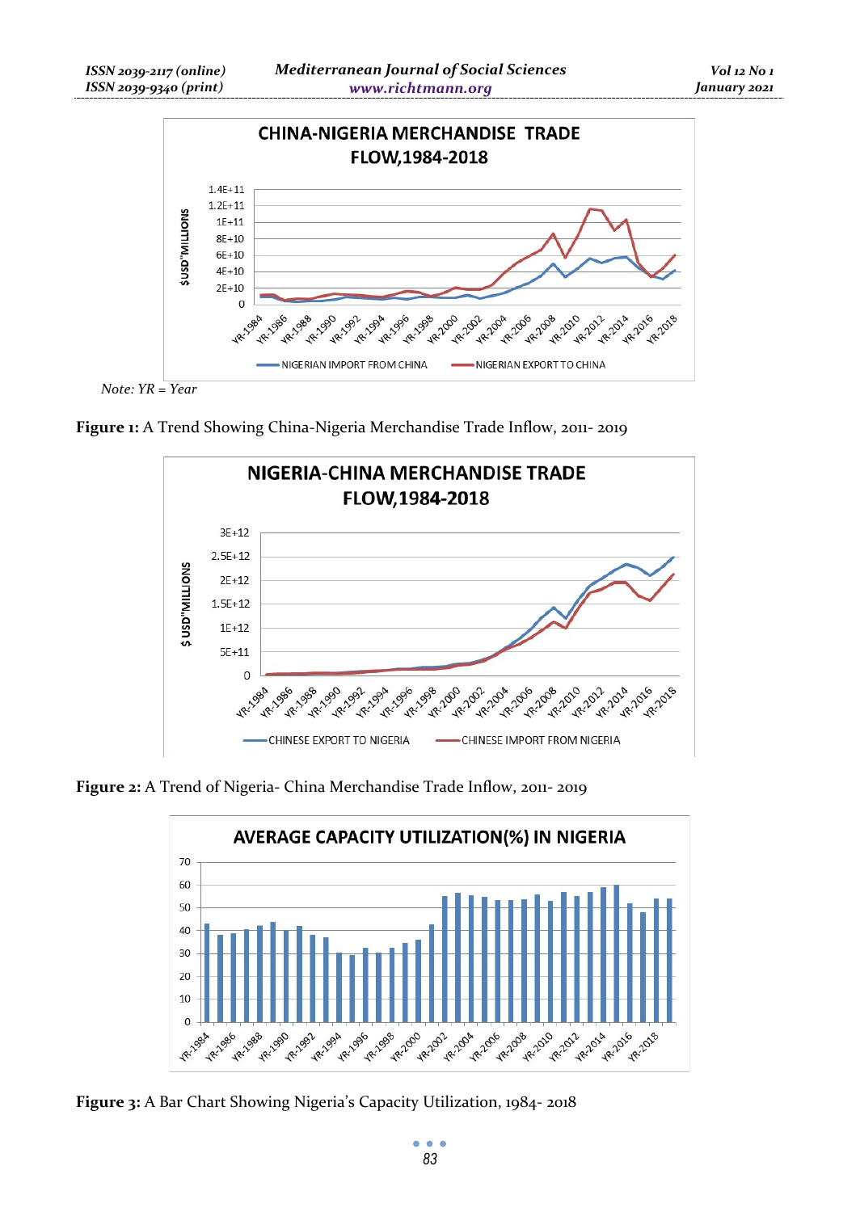Note: YR = Year

**Figure 1:** A Trend Showing China-Nigeria Merchandise Trade Inflow, 2011- 2019

**Figure 2:** A Trend of Nigeria- China Merchandise Trade Inflow, 2011- 2019

**Figure 3:** A Bar Chart Showing Nigeria's Capacity Utilization, 1984- 2018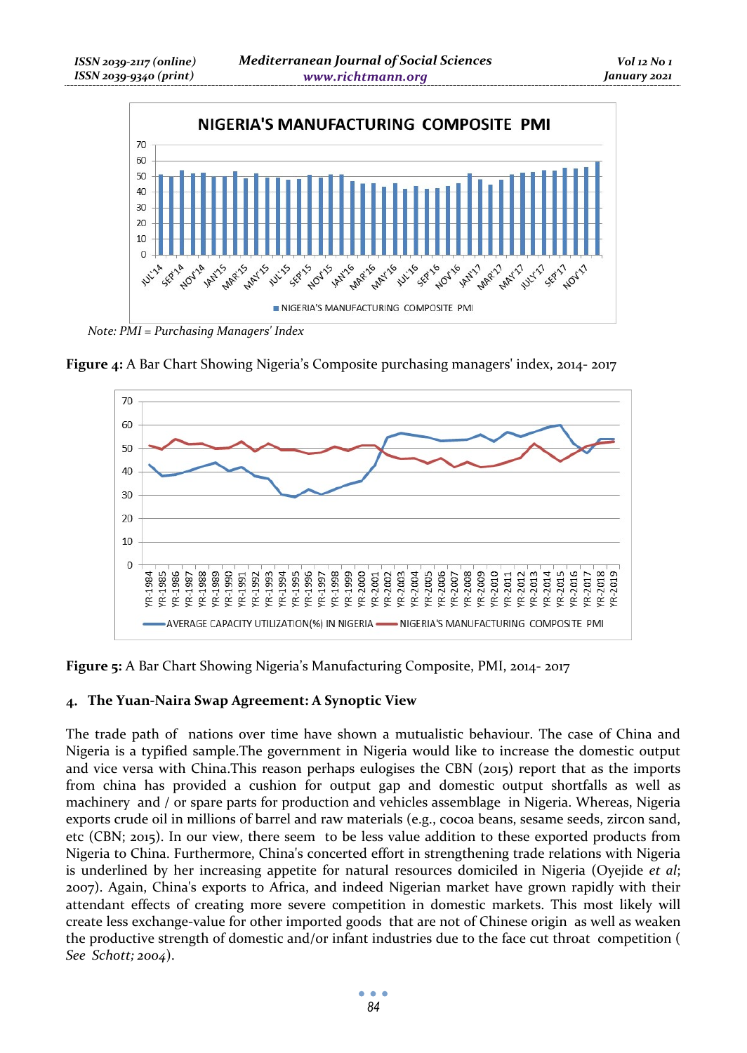Note: PMI = Purchasing Managers' Index

**Figure 4:** A Bar Chart Showing Nigeria's Composite purchasing managers' index, 2014- 2017

**Figure 5:** A Bar Chart Showing Nigeria's Manufacturing Composite, PMI, 2014- 2017

## 4. The Yuan-Naira Swap Agreement: A Synoptic View

The trade path of nations over time have shown a mutualistic behaviour. The case of China and Nigeria is a typified sample.The government in Nigeria would like to increase the domestic output and vice versa with China.This reason perhaps eulogises the CBN (2015) report that as the imports from china has provided a cushion for output gap and domestic output shortfalls as well as machinery and / or spare parts for production and vehicles assemblage in Nigeria. Whereas, Nigeria exports crude oil in millions of barrel and raw materials (e.g., cocoa beans, sesame seeds, zircon sand, etc (CBN; 2015). In our view, there seem to be less value addition to these exported products from Nigeria to China. Furthermore, China's concerted effort in strengthening trade relations with Nigeria is underlined by her increasing appetite for natural resources domiciled in Nigeria (Oyejide *et al*; 2007). Again, China's exports to Africa, and indeed Nigerian market have grown rapidly with their attendant effects of creating more severe competition in domestic markets. This most likely will create less exchange-value for other imported goods that are not of Chinese origin as well as weaken the productive strength of domestic and/or infant industries due to the face cut throat competition ( *See Schott; 2004*).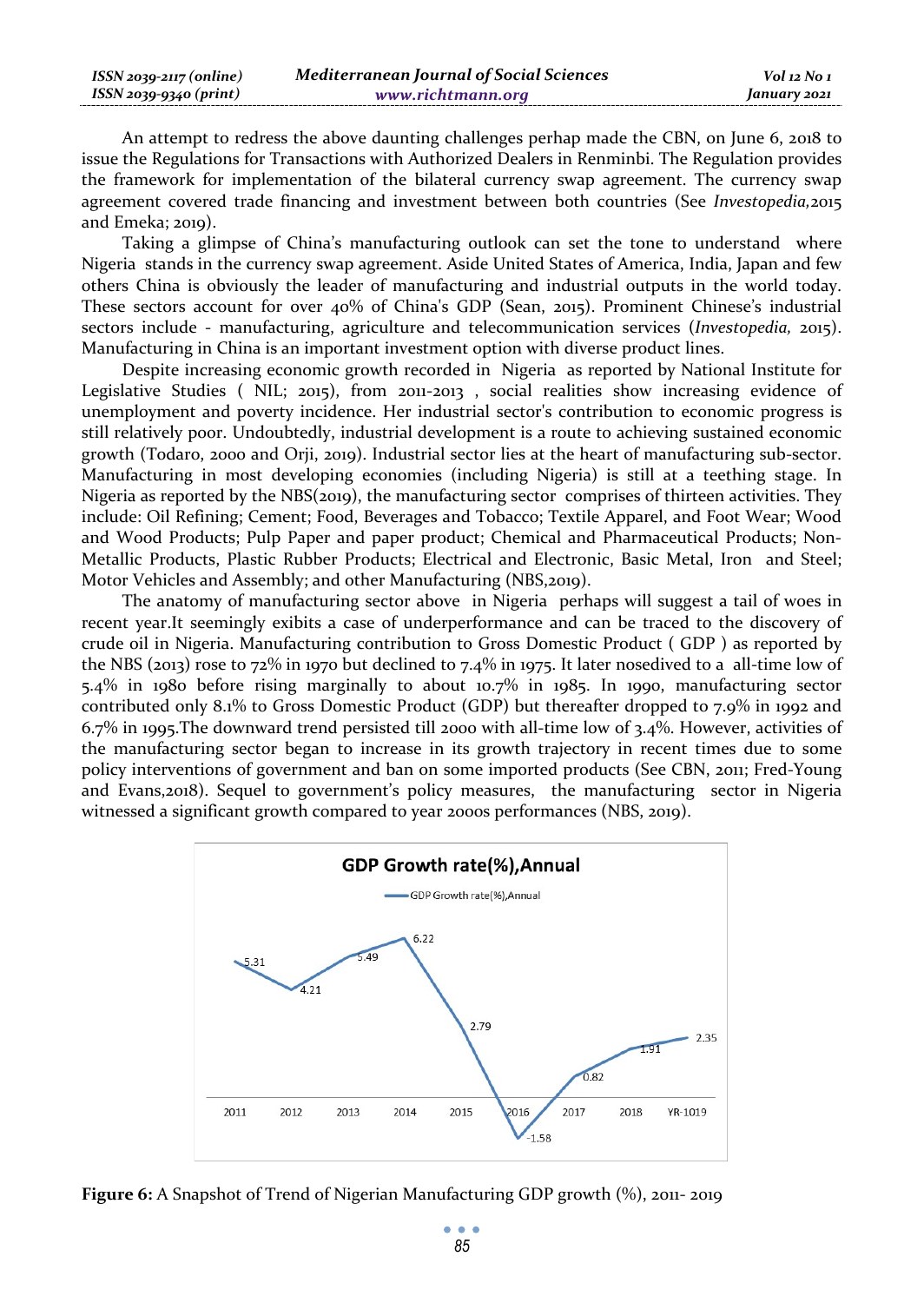An attempt to redress the above daunting challenges perhap made the CBN, on June 6, 2018 to issue the Regulations for Transactions with Authorized Dealers in Renminbi. The Regulation provides the framework for implementation of the bilateral currency swap agreement. The currency swap agreement covered trade financing and investment between both countries (See *Investopedia,*2015 and Emeka; 2019).

Taking a glimpse of China's manufacturing outlook can set the tone to understand where Nigeria stands in the currency swap agreement. Aside United States of America, India, Japan and few others China is obviously the leader of manufacturing and industrial outputs in the world today. These sectors account for over 40% of China's GDP (Sean, 2015). Prominent Chinese's industrial sectors include - manufacturing, agriculture and telecommunication services (*Investopedia,* 2015). Manufacturing in China is an important investment option with diverse product lines.

Despite increasing economic growth recorded in Nigeria as reported by National Institute for Legislative Studies ( NIL; 2015), from 2011-2013 , social realities show increasing evidence of unemployment and poverty incidence. Her industrial sector's contribution to economic progress is still relatively poor. Undoubtedly, industrial development is a route to achieving sustained economic growth (Todaro, 2000 and Orji, 2019). Industrial sector lies at the heart of manufacturing sub-sector. Manufacturing in most developing economies (including Nigeria) is still at a teething stage. In Nigeria as reported by the NBS(2019), the manufacturing sector comprises of thirteen activities. They include: Oil Refining; Cement; Food, Beverages and Tobacco; Textile Apparel, and Foot Wear; Wood and Wood Products; Pulp Paper and paper product; Chemical and Pharmaceutical Products; Non-Metallic Products, Plastic Rubber Products; Electrical and Electronic, Basic Metal, Iron and Steel; Motor Vehicles and Assembly; and other Manufacturing (NBS,2019).

The anatomy of manufacturing sector above in Nigeria perhaps will suggest a tail of woes in recent year.It seemingly exibits a case of underperformance and can be traced to the discovery of crude oil in Nigeria. Manufacturing contribution to Gross Domestic Product ( GDP ) as reported by the NBS (2013) rose to 72% in 1970 but declined to 7.4% in 1975. It later nosedived to a all-time low of 5.4% in 1980 before rising marginally to about 10.7% in 1985. In 1990, manufacturing sector contributed only 8.1% to Gross Domestic Product (GDP) but thereafter dropped to 7.9% in 1992 and 6.7% in 1995.The downward trend persisted till 2000 with all-time low of 3.4%. However, activities of the manufacturing sector began to increase in its growth trajectory in recent times due to some policy interventions of government and ban on some imported products (See CBN, 2011; Fred-Young and Evans,2018). Sequel to government's policy measures, the manufacturing sector in Nigeria witnessed a significant growth compared to year 2000s performances (NBS, 2019).

**Figure 6:** A Snapshot of Trend of Nigerian Manufacturing GDP growth (%), 2011- 2019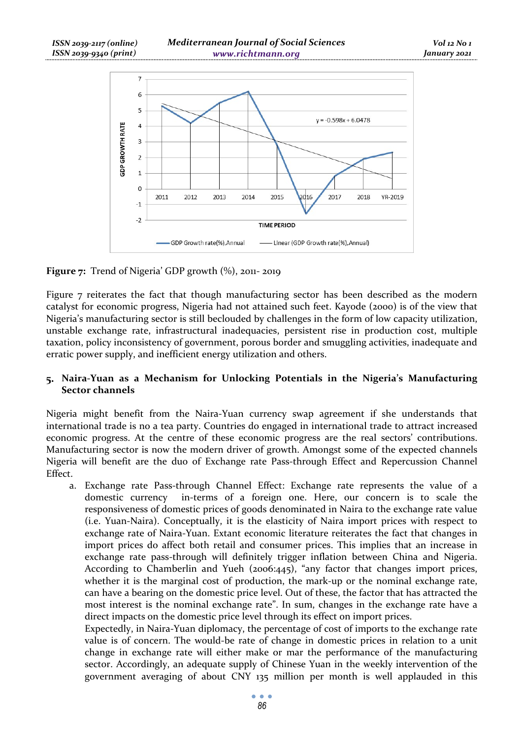**Figure 7:** Trend of Nigeria' GDP growth (%), 2011- 2019

Figure 7 reiterates the fact that though manufacturing sector has been described as the modern catalyst for economic progress, Nigeria had not attained such feet. Kayode (2000) is of the view that Nigeria's manufacturing sector is still beclouded by challenges in the form of low capacity utilization, unstable exchange rate, infrastructural inadequacies, persistent rise in production cost, multiple taxation, policy inconsistency of government, porous border and smuggling activities, inadequate and erratic power supply, and inefficient energy utilization and others.

## 5. Naira-Yuan as a Mechanism for Unlocking Potentials in the Nigeria's Manufacturing Sector channels

Nigeria might benefit from the Naira-Yuan currency swap agreement if she understands that international trade is no a tea party. Countries do engaged in international trade to attract increased economic progress. At the centre of these economic progress are the real sectors' contributions. Manufacturing sector is now the modern driver of growth. Amongst some of the expected channels Nigeria will benefit are the duo of Exchange rate Pass-through Effect and Repercussion Channel Effect.

a. Exchange rate Pass-through Channel Effect: Exchange rate represents the value of a domestic currency in-terms of a foreign one. Here, our concern is to scale the responsiveness of domestic prices of goods denominated in Naira to the exchange rate value (i.e. Yuan-Naira). Conceptually, it is the elasticity of Naira import prices with respect to exchange rate of Naira-Yuan. Extant economic literature reiterates the fact that changes in import prices do affect both retail and consumer prices. This implies that an increase in exchange rate pass-through will definitely trigger inflation between China and Nigeria. According to Chamberlin and Yueh (2006:445), "any factor that changes import prices, whether it is the marginal cost of production, the mark-up or the nominal exchange rate, can have a bearing on the domestic price level. Out of these, the factor that has attracted the most interest is the nominal exchange rate". In sum, changes in the exchange rate have a direct impacts on the domestic price level through its effect on import prices.

   Expectedly, in Naira-Yuan diplomacy, the percentage of cost of imports to the exchange rate value is of concern. The would-be rate of change in domestic prices in relation to a unit change in exchange rate will either make or mar the performance of the manufacturing sector. Accordingly, an adequate supply of Chinese Yuan in the weekly intervention of the government averaging of about CNY 135 million per month is well applauded in this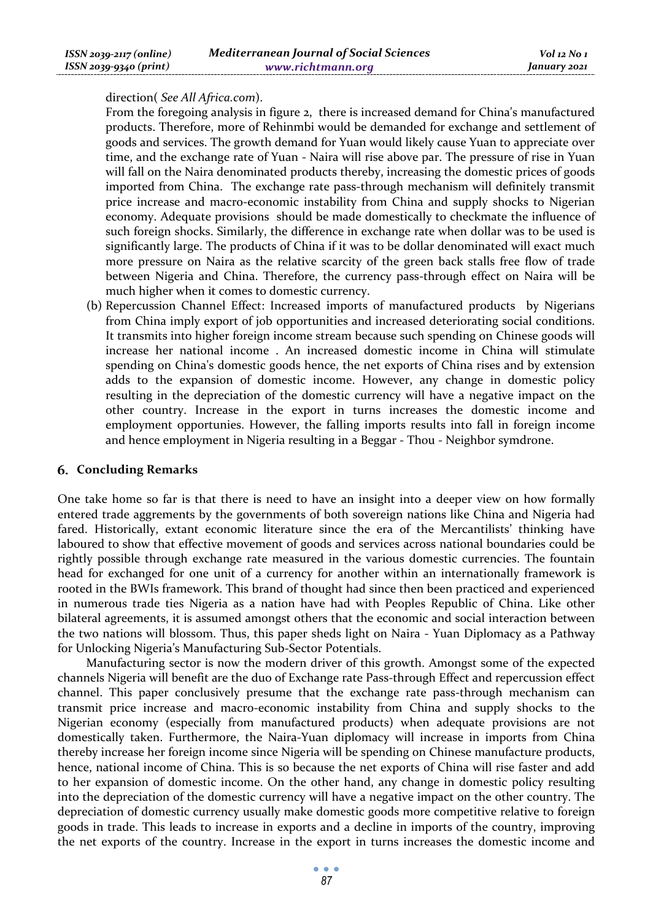direction( *See All Africa.com*).

From the foregoing analysis in figure 2, there is increased demand for China's manufactured products. Therefore, more of Rehinmbi would be demanded for exchange and settlement of goods and services. The growth demand for Yuan would likely cause Yuan to appreciate over time, and the exchange rate of Yuan - Naira will rise above par. The pressure of rise in Yuan will fall on the Naira denominated products thereby, increasing the domestic prices of goods imported from China. The exchange rate pass-through mechanism will definitely transmit price increase and macro-economic instability from China and supply shocks to Nigerian economy. Adequate provisions should be made domestically to checkmate the influence of such foreign shocks. Similarly, the difference in exchange rate when dollar was to be used is significantly large. The products of China if it was to be dollar denominated will exact much more pressure on Naira as the relative scarcity of the green back stalls free flow of trade between Nigeria and China. Therefore, the currency pass-through effect on Naira will be much higher when it comes to domestic currency.

(b) Repercussion Channel Effect: Increased imports of manufactured products by Nigerians from China imply export of job opportunities and increased deteriorating social conditions. It transmits into higher foreign income stream because such spending on Chinese goods will increase her national income . An increased domestic income in China will stimulate spending on China's domestic goods hence, the net exports of China rises and by extension adds to the expansion of domestic income. However, any change in domestic policy resulting in the depreciation of the domestic currency will have a negative impact on the other country. Increase in the export in turns increases the domestic income and employment opportunies. However, the falling imports results into fall in foreign income and hence employment in Nigeria resulting in a Beggar - Thou - Neighbor symdrone.

## 6. Concluding Remarks

One take home so far is that there is need to have an insight into a deeper view on how formally entered trade aggrements by the governments of both sovereign nations like China and Nigeria had fared. Historically, extant economic literature since the era of the Mercantilists' thinking have laboured to show that effective movement of goods and services across national boundaries could be rightly possible through exchange rate measured in the various domestic currencies. The fountain head for exchanged for one unit of a currency for another within an internationally framework is rooted in the BWIs framework. This brand of thought had since then been practiced and experienced in numerous trade ties Nigeria as a nation have had with Peoples Republic of China. Like other bilateral agreements, it is assumed amongst others that the economic and social interaction between the two nations will blossom. Thus, this paper sheds light on Naira - Yuan Diplomacy as a Pathway for Unlocking Nigeria's Manufacturing Sub-Sector Potentials.

Manufacturing sector is now the modern driver of this growth. Amongst some of the expected channels Nigeria will benefit are the duo of Exchange rate Pass-through Effect and repercussion effect channel. This paper conclusively presume that the exchange rate pass-through mechanism can transmit price increase and macro-economic instability from China and supply shocks to the Nigerian economy (especially from manufactured products) when adequate provisions are not domestically taken. Furthermore, the Naira-Yuan diplomacy will increase in imports from China thereby increase her foreign income since Nigeria will be spending on Chinese manufacture products, hence, national income of China. This is so because the net exports of China will rise faster and add to her expansion of domestic income. On the other hand, any change in domestic policy resulting into the depreciation of the domestic currency will have a negative impact on the other country. The depreciation of domestic currency usually make domestic goods more competitive relative to foreign goods in trade. This leads to increase in exports and a decline in imports of the country, improving the net exports of the country. Increase in the export in turns increases the domestic income and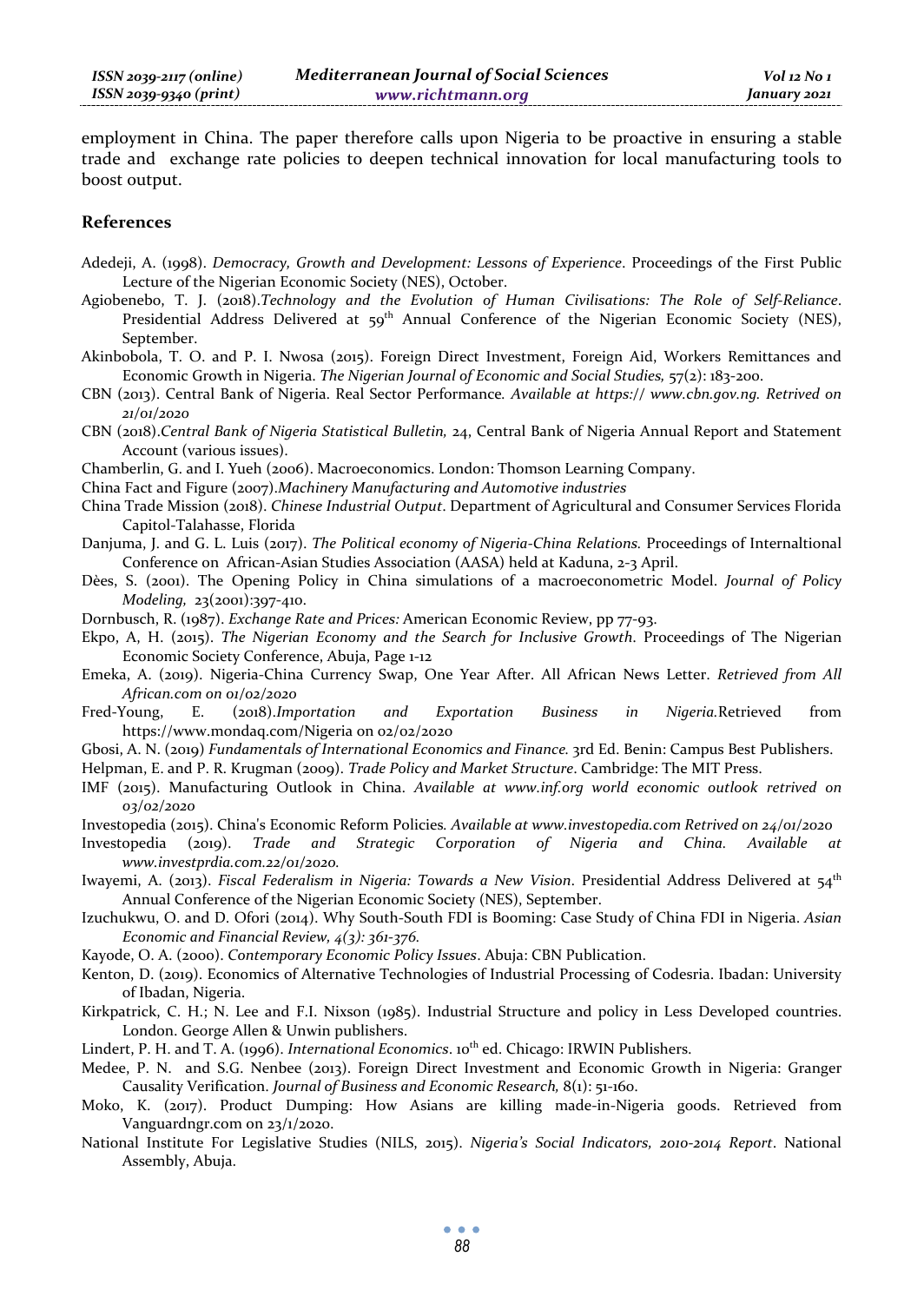employment in China. The paper therefore calls upon Nigeria to be proactive in ensuring a stable trade and exchange rate policies to deepen technical innovation for local manufacturing tools to boost output.

## References

Adedeji, A. (1998). *Democracy, Growth and Development: Lessons of Experience*. Proceedings of the First Public Lecture of the Nigerian Economic Society (NES), October.

Agiobenebo, T. J. (2018).*Technology and the Evolution of Human Civilisations: The Role of Self-Reliance*. Presidential Address Delivered at 59th Annual Conference of the Nigerian Economic Society (NES), September.

Akinbobola, T. O. and P. I. Nwosa (2015). Foreign Direct Investment, Foreign Aid, Workers Remittances and Economic Growth in Nigeria. *The Nigerian Journal of Economic and Social Studies,* 57(2): 183-200.

CBN (2013). Central Bank of Nigeria. Real Sector Performance*. Available at https:// www.cbn.gov.ng. Retrived on 21/01/2020*

CBN (2018).*Central Bank of Nigeria Statistical Bulletin,* 24, Central Bank of Nigeria Annual Report and Statement Account (various issues).

Chamberlin, G. and I. Yueh (2006). Macroeconomics. London: Thomson Learning Company.

China Fact and Figure (2007).*Machinery Manufacturing and Automotive industries*

China Trade Mission (2018). *Chinese Industrial Output*. Department of Agricultural and Consumer Services Florida Capitol-Talahasse, Florida

Danjuma, J. and G. L. Luis (2017). *The Political economy of Nigeria-China Relations.* Proceedings of Internaltional Conference on African-Asian Studies Association (AASA) held at Kaduna, 2-3 April.

Dèes, S. (2001). The Opening Policy in China simulations of a macroeconometric Model. *Journal of Policy Modeling,* 23(2001):397-410.

Dornbusch, R. (1987). *Exchange Rate and Prices:* American Economic Review, pp 77-93.

Ekpo, A, H. (2015). *The Nigerian Economy and the Search for Inclusive Growth.* Proceedings of The Nigerian Economic Society Conference, Abuja, Page 1-12

Emeka, A. (2019). Nigeria-China Currency Swap, One Year After. All African News Letter. *Retrieved from All African.com on 01/02/2020*

Fred-Young, E. (2018).*Importation and Exportation Business in Nigeria.*Retrieved from https://www.mondaq.com/Nigeria on 02/02/2020

Gbosi, A. N. (2019) *Fundamentals of International Economics and Finance.* 3rd Ed. Benin: Campus Best Publishers.

Helpman, E. and P. R. Krugman (2009). *Trade Policy and Market Structure*. Cambridge: The MIT Press.

IMF (2015). Manufacturing Outlook in China. *Available at www.inf.org world economic outlook retrived on 03/02/2020*

Investopedia (2015). China's Economic Reform Policies*. Available at www.investopedia.com Retrived on 24/01/2020*

Investopedia (2019). *Trade and Strategic Corporation of Nigeria and China. Available at www.investprdia.com.22/01/2020.*

Iwayemi, A. (2013). *Fiscal Federalism in Nigeria: Towards a New Vision*. Presidential Address Delivered at 54th Annual Conference of the Nigerian Economic Society (NES), September.

Izuchukwu, O. and D. Ofori (2014). Why South-South FDI is Booming: Case Study of China FDI in Nigeria. *Asian Economic and Financial Review, 4(3): 361-376.*

Kayode, O. A. (2000). *Contemporary Economic Policy Issues*. Abuja: CBN Publication.

Kenton, D. (2019). Economics of Alternative Technologies of Industrial Processing of Codesria. Ibadan: University of Ibadan, Nigeria.

Kirkpatrick, C. H.; N. Lee and F.I. Nixson (1985). Industrial Structure and policy in Less Developed countries. London. George Allen & Unwin publishers.

Lindert, P. H. and T. A. (1996). *International Economics*. 10th ed. Chicago: IRWIN Publishers.

Medee, P. N. and S.G. Nenbee (2013). Foreign Direct Investment and Economic Growth in Nigeria: Granger Causality Verification. *Journal of Business and Economic Research,* 8(1): 51-160.

Moko, K. (2017). Product Dumping: How Asians are killing made-in-Nigeria goods. Retrieved from Vanguardngr.com on 23/1/2020.

National Institute For Legislative Studies (NILS, 2015). *Nigeria's Social Indicators, 2010-2014 Report*. National Assembly, Abuja.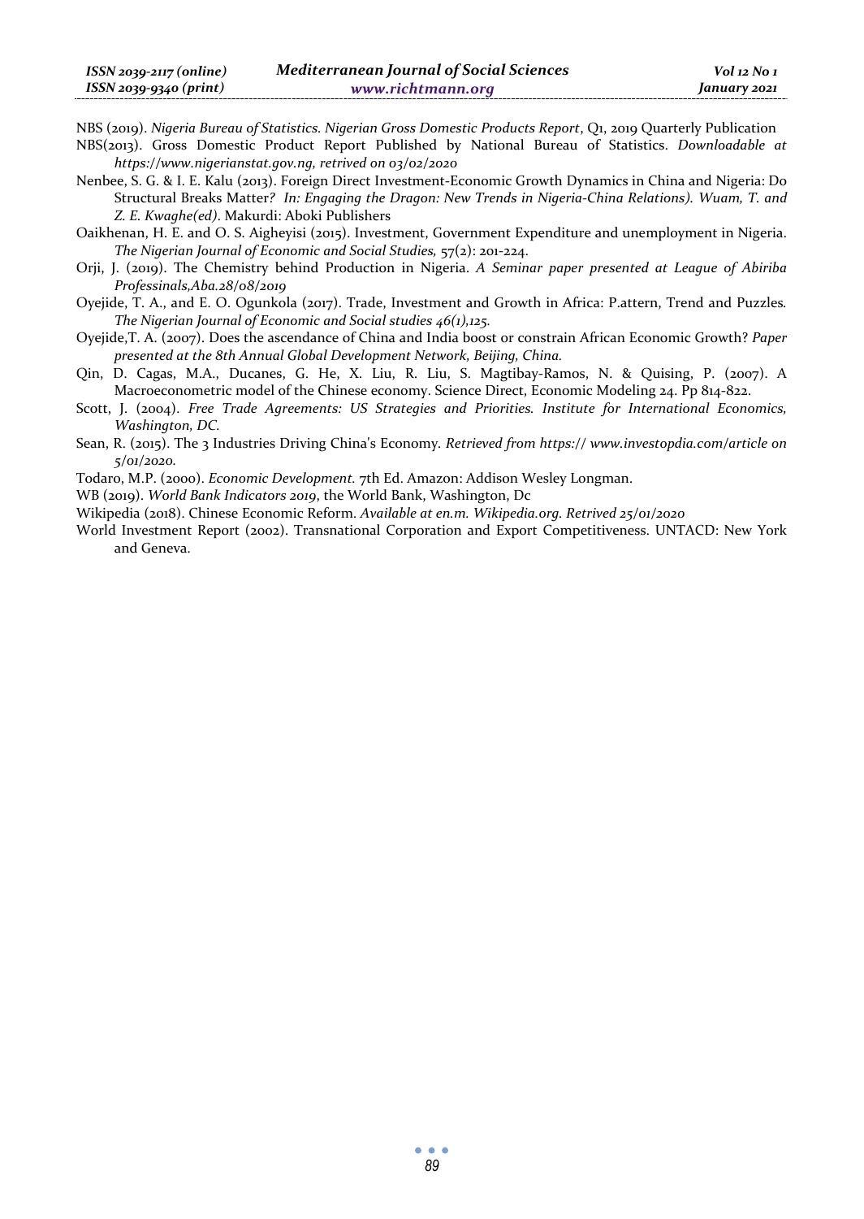NBS (2019). *Nigeria Bureau of Statistics. Nigerian Gross Domestic Products Report*, Q1, 2019 Quarterly Publication

NBS(2013). Gross Domestic Product Report Published by National Bureau of Statistics. *Downloadable at https://www.nigerianstat.gov.ng, retrived on 03/02/2020*

Nenbee, S. G. & I. E. Kalu (2013). Foreign Direct Investment-Economic Growth Dynamics in China and Nigeria: Do Structural Breaks Matter? *In: Engaging the Dragon: New Trends in Nigeria-China Relations). Wuam, T. and Z. E. Kwaghe(ed).* Makurdi: Aboki Publishers

Oaikhenan, H. E. and O. S. Aigheyisi (2015). Investment, Government Expenditure and unemployment in Nigeria. *The Nigerian Journal of Economic and Social Studies,* 57(2): 201-224.

Orji, J. (2019). The Chemistry behind Production in Nigeria. *A Seminar paper presented at League of Abiriba Professinals,Aba.28/08/2019*

Oyejide, T. A., and E. O. Ogunkola (2017). Trade, Investment and Growth in Africa: P.attern, Trend and Puzzles. *The Nigerian Journal of Economic and Social studies 46(1),125.*

Oyejide,T. A. (2007). Does the ascendance of China and India boost or constrain African Economic Growth? *Paper presented at the 8th Annual Global Development Network, Beijing, China.*

Qin, D. Cagas, M.A., Ducanes, G. He, X. Liu, R. Liu, S. Magtibay-Ramos, N. & Quising, P. (2007). A Macroeconometric model of the Chinese economy. Science Direct, Economic Modeling 24. Pp 814-822.

Scott, J. (2004). *Free Trade Agreements: US Strategies and Priorities. Institute for International Economics, Washington, DC.*

Sean, R. (2015). The 3 Industries Driving China's Economy. *Retrieved from https:// www.investopdia.com/article on 5/01/2020.*

Todaro, M.P. (2000). *Economic Development.* 7th Ed. Amazon: Addison Wesley Longman.

WB (2019). *World Bank Indicators 2019*, the World Bank, Washington, Dc

Wikipedia (2018). Chinese Economic Reform. *Available at en.m. Wikipedia.org. Retrived 25/01/2020*

World Investment Report (2002). Transnational Corporation and Export Competitiveness. UNTACD: New York and Geneva.